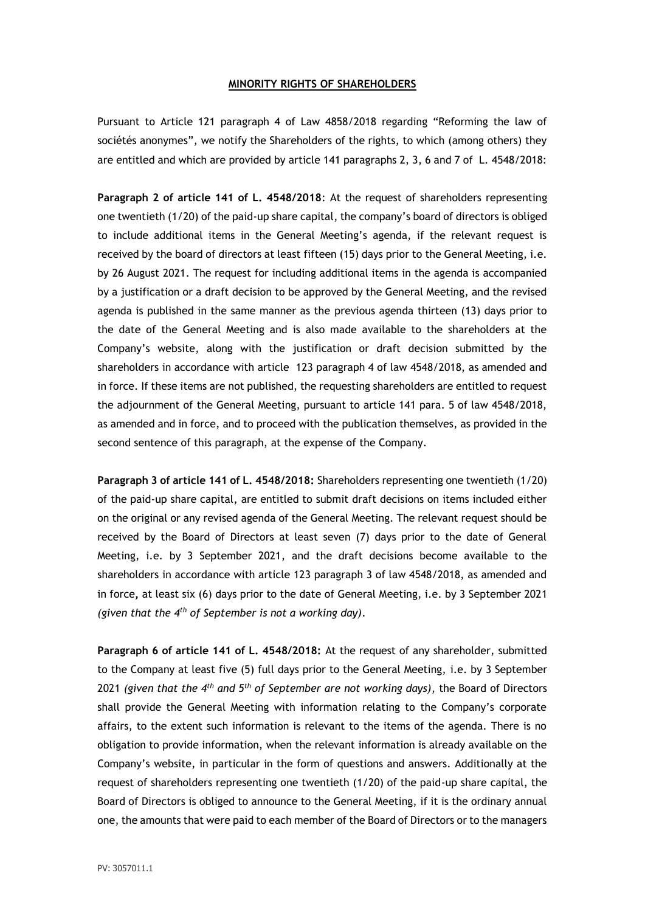# MINORITY RIGHTS OF SHAREHOLDERS

Pursuant to Article 121 paragraph 4 of Law 4858/2018 regarding "Reforming the law of sociétés anonymes", we notify the Shareholders of the rights, to which (among others) they are entitled and which are provided by article 141 paragraphs 2, 3, 6 and 7 of L. 4548/2018:

**Paragraph 2 of article 141 of L. 4548/2018**: At the request of shareholders representing one twentieth (1/20) of the paid-up share capital, the company's board of directors is obliged to include additional items in the General Meeting's agenda, if the relevant request is received by the board of directors at least fifteen (15) days prior to the General Meeting, i.e. by 26 August 2021. The request for including additional items in the agenda is accompanied by a justification or a draft decision to be approved by the General Meeting, and the revised agenda is published in the same manner as the previous agenda thirteen (13) days prior to the date of the General Meeting and is also made available to the shareholders at the Company's website, along with the justification or draft decision submitted by the shareholders in accordance with article 123 paragraph 4 of law 4548/2018, as amended and in force. If these items are not published, the requesting shareholders are entitled to request the adjournment of the General Meeting, pursuant to article 141 para. 5 of law 4548/2018, as amended and in force, and to proceed with the publication themselves, as provided in the second sentence of this paragraph, at the expense of the Company.

**Paragraph 3 of article 141 of L. 4548/2018:** Shareholders representing one twentieth (1/20) of the paid-up share capital, are entitled to submit draft decisions on items included either on the original or any revised agenda of the General Meeting. The relevant request should be received by the Board of Directors at least seven (7) days prior to the date of General Meeting, i.e. by 3 September 2021, and the draft decisions become available to the shareholders in accordance with article 123 paragraph 3 of law 4548/2018, as amended and in force**,** at least six (6) days prior to the date of General Meeting, i.e. by 3 September 2021 *(given that the 4th of September is not a working day)*.

**Paragraph 6 of article 141 of L. 4548/2018:** At the request of any shareholder, submitted to the Company at least five (5) full days prior to the General Meeting, i.e. by 3 September 2021 *(given that the 4th and 5th of September are not working days)*, the Board of Directors shall provide the General Meeting with information relating to the Company's corporate affairs, to the extent such information is relevant to the items of the agenda. There is no obligation to provide information, when the relevant information is already available on the Company's website, in particular in the form of questions and answers. Additionally at the request of shareholders representing one twentieth (1/20) of the paid-up share capital, the Board of Directors is obliged to announce to the General Meeting, if it is the ordinary annual one, the amounts that were paid to each member of the Board of Directors or to the managers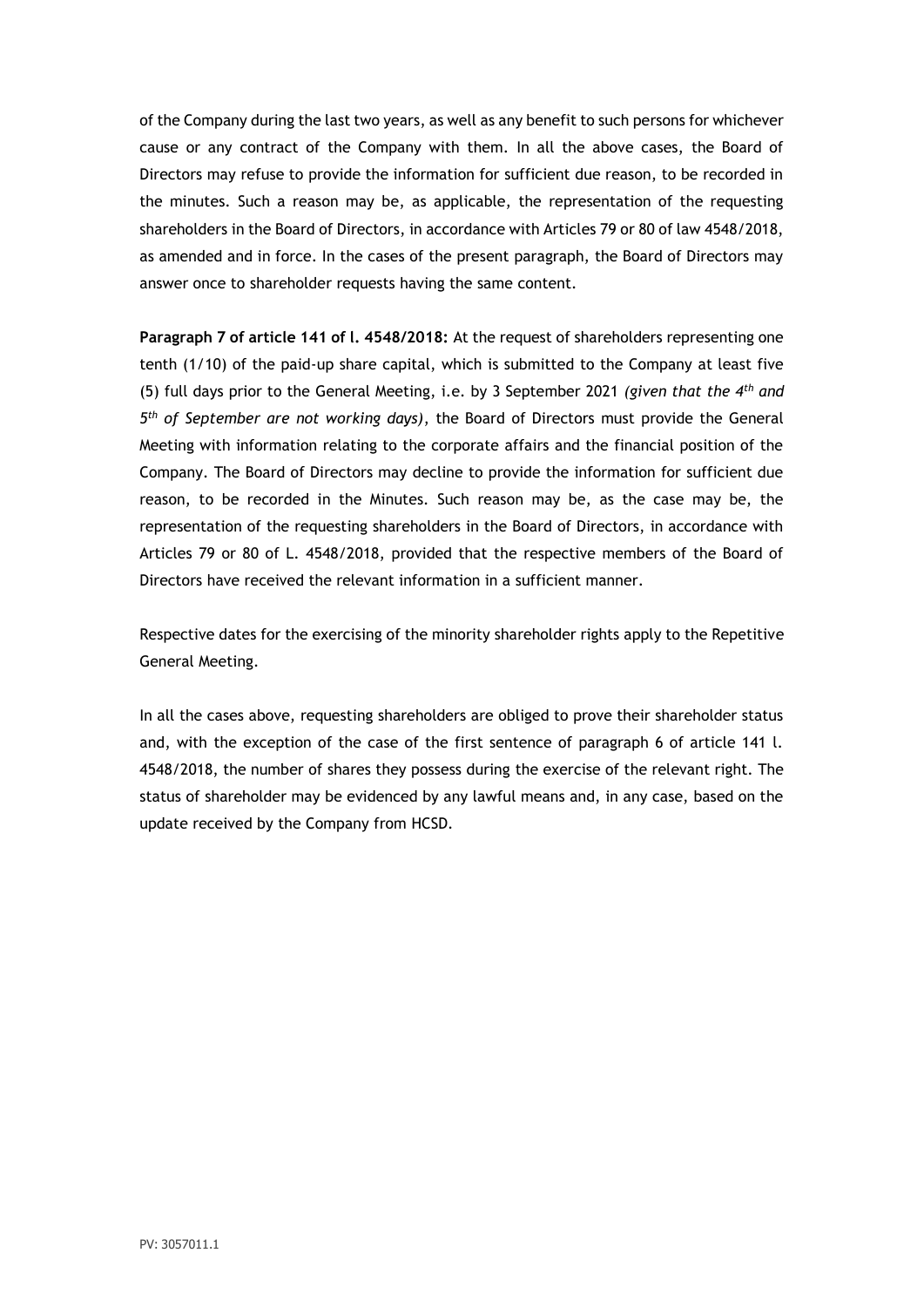of the Company during the last two years, as well as any benefit to such persons for whichever cause or any contract of the Company with them. In all the above cases, the Board of Directors may refuse to provide the information for sufficient due reason, to be recorded in the minutes. Such a reason may be, as applicable, the representation of the requesting shareholders in the Board of Directors, in accordance with Articles 79 or 80 of law 4548/2018, as amended and in force. In the cases of the present paragraph, the Board of Directors may answer once to shareholder requests having the same content.

**Paragraph 7 of article 141 of l. 4548/2018:** At the request of shareholders representing one tenth (1/10) of the paid-up share capital, which is submitted to the Company at least five (5) full days prior to the General Meeting, i.e. by 3 September 2021 *(given that the 4th and 5th of September are not working days)*, the Board of Directors must provide the General Meeting with information relating to the corporate affairs and the financial position of the Company. The Board of Directors may decline to provide the information for sufficient due reason, to be recorded in the Minutes. Such reason may be, as the case may be, the representation of the requesting shareholders in the Board of Directors, in accordance with Articles 79 or 80 of L. 4548/2018, provided that the respective members of the Board of Directors have received the relevant information in a sufficient manner.

Respective dates for the exercising of the minority shareholder rights apply to the Repetitive General Meeting.

In all the cases above, requesting shareholders are obliged to prove their shareholder status and, with the exception of the case of the first sentence of paragraph 6 of article 141 l. 4548/2018, the number of shares they possess during the exercise of the relevant right. The status of shareholder may be evidenced by any lawful means and, in any case, based on the update received by the Company from HCSD.